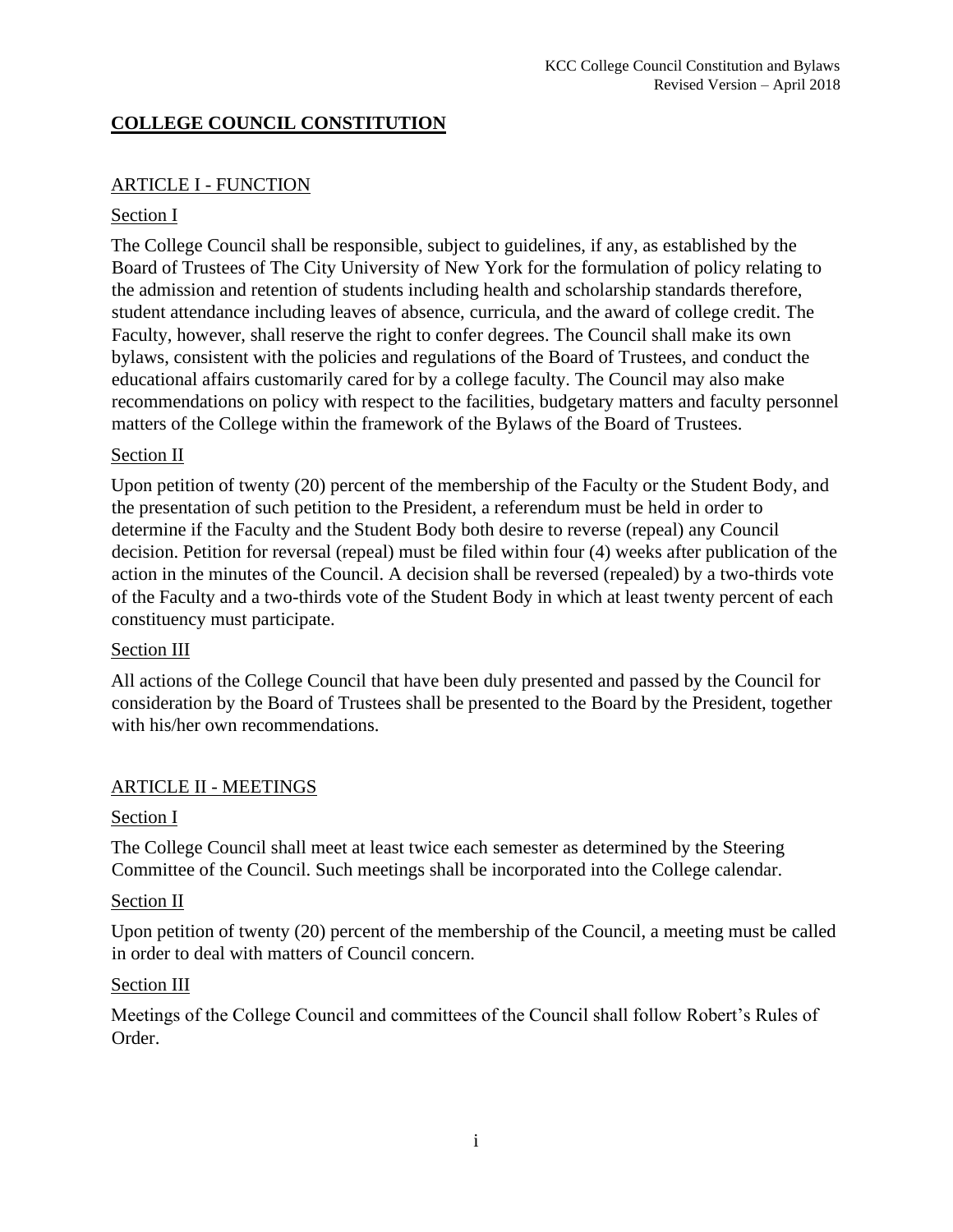# COLLEGE COUNCIL CONSTITUTION

## ARTICLE I - FUNCTION

### Section I

The College Council shall be responsible, subject to guidelines, if any, as established by the Board of Trustees of The City University of New York for the formulation of policy relating to the admission and retention of students including health and scholarship standards therefore, student attendance including leaves of absence, curricula, and the award of college credit. The Faculty, however, shall reserve the right to confer degrees. The Council shall make its own bylaws, consistent with the policies and regulations of the Board of Trustees, and conduct the educational affairs customarily cared for by a college faculty. The Council may also make recommendations on policy with respect to the facilities, budgetary matters and faculty personnel matters of the College within the framework of the Bylaws of the Board of Trustees.

### Section II

Upon petition of twenty (20) percent of the membership of the Faculty or the Student Body, and the presentation of such petition to the President, a referendum must be held in order to determine if the Faculty and the Student Body both desire to reverse (repeal) any Council decision. Petition for reversal (repeal) must be filed within four (4) weeks after publication of the action in the minutes of the Council. A decision shall be reversed (repealed) by a two-thirds vote of the Faculty and a two-thirds vote of the Student Body in which at least twenty percent of each constituency must participate.

### Section III

All actions of the College Council that have been duly presented and passed by the Council for consideration by the Board of Trustees shall be presented to the Board by the President, together with his/her own recommendations.

## ARTICLE II - MEETINGS

### Section I

The College Council shall meet at least twice each semester as determined by the Steering Committee of the Council. Such meetings shall be incorporated into the College calendar.

### Section II

Upon petition of twenty (20) percent of the membership of the Council, a meeting must be called in order to deal with matters of Council concern.

### Section III

Meetings of the College Council and committees of the Council shall follow Robert's Rules of Order.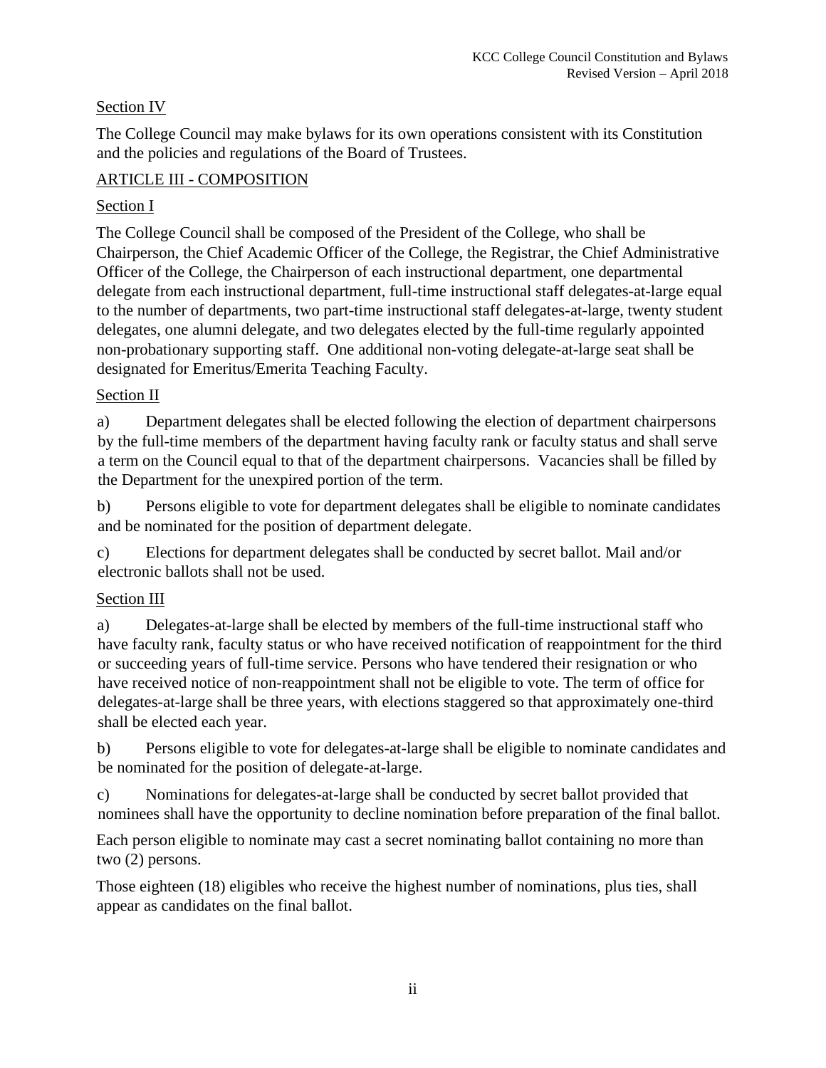Section IV

The College Council may make bylaws for its own operations consistent with its Constitution and the policies and regulations of the Board of Trustees.

## ARTICLE III - COMPOSITION

Section I

The College Council shall be composed of the President of the College, who shall be Chairperson, the Chief Academic Officer of the College, the Registrar, the Chief Administrative Officer of the College, the Chairperson of each instructional department, one departmental delegate from each instructional department, full-time instructional staff delegates-at-large equal to the number of departments, two part-time instructional staff delegates-at-large, twenty student delegates, one alumni delegate, and two delegates elected by the full-time regularly appointed non-probationary supporting staff. One additional non-voting delegate-at-large seat shall be designated for Emeritus/Emerita Teaching Faculty.

Section II

a) Department delegates shall be elected following the election of department chairpersons by the full-time members of the department having faculty rank or faculty status and shall serve a term on the Council equal to that of the department chairpersons. Vacancies shall be filled by the Department for the unexpired portion of the term.

b) Persons eligible to vote for department delegates shall be eligible to nominate candidates and be nominated for the position of department delegate.

c) Elections for department delegates shall be conducted by secret ballot. Mail and/or electronic ballots shall not be used.

Section III

a) Delegates-at-large shall be elected by members of the full-time instructional staff who have faculty rank, faculty status or who have received notification of reappointment for the third or succeeding years of full-time service. Persons who have tendered their resignation or who have received notice of non-reappointment shall not be eligible to vote. The term of office for delegates-at-large shall be three years, with elections staggered so that approximately one-third shall be elected each year.

b) Persons eligible to vote for delegates-at-large shall be eligible to nominate candidates and be nominated for the position of delegate-at-large.

c) Nominations for delegates-at-large shall be conducted by secret ballot provided that nominees shall have the opportunity to decline nomination before preparation of the final ballot.

Each person eligible to nominate may cast a secret nominating ballot containing no more than two (2) persons.

Those eighteen (18) eligibles who receive the highest number of nominations, plus ties, shall appear as candidates on the final ballot.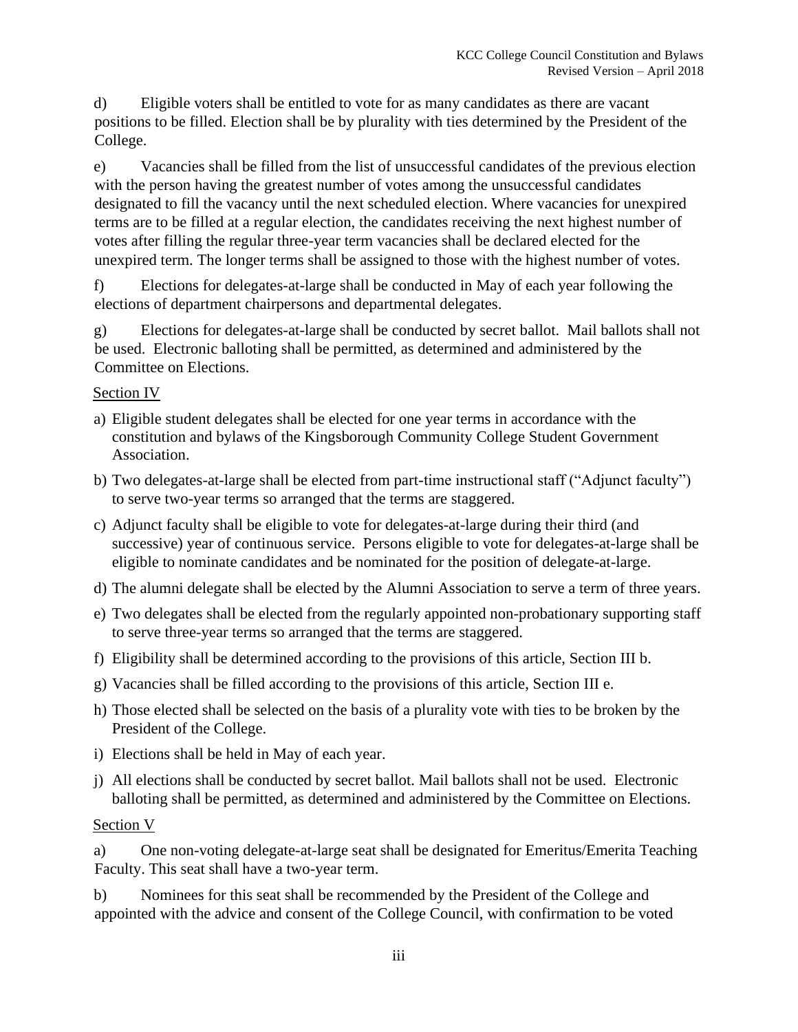d) Eligible voters shall be entitled to vote for as many candidates as there are vacant positions to be filled. Election shall be by plurality with ties determined by the President of the College.

e) Vacancies shall be filled from the list of unsuccessful candidates of the previous election with the person having the greatest number of votes among the unsuccessful candidates designated to fill the vacancy until the next scheduled election. Where vacancies for unexpired terms are to be filled at a regular election, the candidates receiving the next highest number of votes after filling the regular three-year term vacancies shall be declared elected for the unexpired term. The longer terms shall be assigned to those with the highest number of votes.

f) Elections for delegates-at-large shall be conducted in May of each year following the elections of department chairpersons and departmental delegates.

g) Elections for delegates-at-large shall be conducted by secret ballot. Mail ballots shall not be used. Electronic balloting shall be permitted, as determined and administered by the Committee on Elections.

Section IV

a) Eligible student delegates shall be elected for one year terms in accordance with the constitution and bylaws of the Kingsborough Community College Student Government Association.

b) Two delegates-at-large shall be elected from part-time instructional staff ("Adjunct faculty") to serve two-year terms so arranged that the terms are staggered.

c) Adjunct faculty shall be eligible to vote for delegates-at-large during their third (and successive) year of continuous service. Persons eligible to vote for delegates-at-large shall be eligible to nominate candidates and be nominated for the position of delegate-at-large.

d) The alumni delegate shall be elected by the Alumni Association to serve a term of three years.

e) Two delegates shall be elected from the regularly appointed non-probationary supporting staff to serve three-year terms so arranged that the terms are staggered.

f) Eligibility shall be determined according to the provisions of this article, Section III b.

g) Vacancies shall be filled according to the provisions of this article, Section III e.

h) Those elected shall be selected on the basis of a plurality vote with ties to be broken by the President of the College.

i) Elections shall be held in May of each year.

j) All elections shall be conducted by secret ballot. Mail ballots shall not be used. Electronic balloting shall be permitted, as determined and administered by the Committee on Elections.

Section V

a) One non-voting delegate-at-large seat shall be designated for Emeritus/Emerita Teaching Faculty. This seat shall have a two-year term.

b) Nominees for this seat shall be recommended by the President of the College and appointed with the advice and consent of the College Council, with confirmation to be voted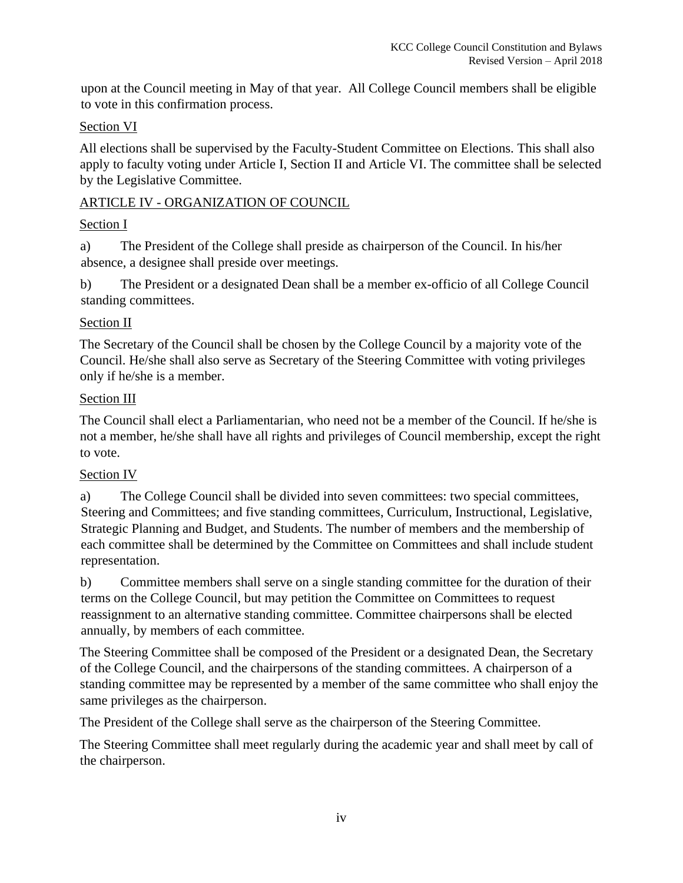upon at the Council meeting in May of that year. All College Council members shall be eligible to vote in this confirmation process.

Section VI

All elections shall be supervised by the Faculty-Student Committee on Elections. This shall also apply to faculty voting under Article I, Section II and Article VI. The committee shall be selected by the Legislative Committee.

## ARTICLE IV - ORGANIZATION OF COUNCIL

Section I

a) The President of the College shall preside as chairperson of the Council. In his/her absence, a designee shall preside over meetings.

b) The President or a designated Dean shall be a member ex-officio of all College Council standing committees.

Section II

The Secretary of the Council shall be chosen by the College Council by a majority vote of the Council. He/she shall also serve as Secretary of the Steering Committee with voting privileges only if he/she is a member.

Section III

The Council shall elect a Parliamentarian, who need not be a member of the Council. If he/she is not a member, he/she shall have all rights and privileges of Council membership, except the right to vote.

Section IV

a) The College Council shall be divided into seven committees: two special committees, Steering and Committees; and five standing committees, Curriculum, Instructional, Legislative, Strategic Planning and Budget, and Students. The number of members and the membership of each committee shall be determined by the Committee on Committees and shall include student representation.

b) Committee members shall serve on a single standing committee for the duration of their terms on the College Council, but may petition the Committee on Committees to request reassignment to an alternative standing committee. Committee chairpersons shall be elected annually, by members of each committee.

The Steering Committee shall be composed of the President or a designated Dean, the Secretary of the College Council, and the chairpersons of the standing committees. A chairperson of a standing committee may be represented by a member of the same committee who shall enjoy the same privileges as the chairperson.

The President of the College shall serve as the chairperson of the Steering Committee.

The Steering Committee shall meet regularly during the academic year and shall meet by call of the chairperson.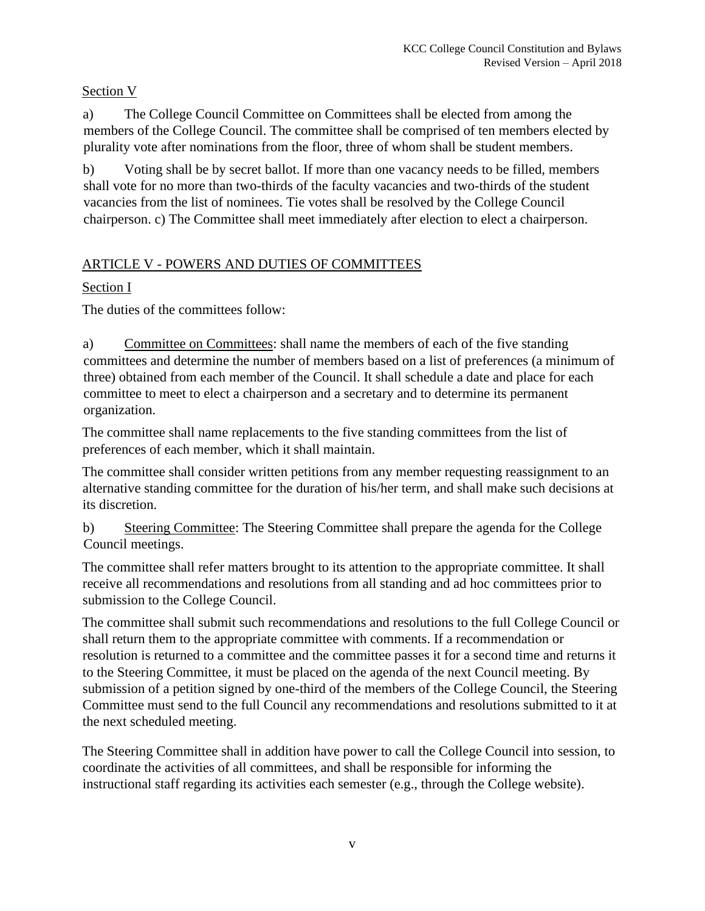Section V

a) The College Council Committee on Committees shall be elected from among the members of the College Council. The committee shall be comprised of ten members elected by plurality vote after nominations from the floor, three of whom shall be student members.

b) Voting shall be by secret ballot. If more than one vacancy needs to be filled, members shall vote for no more than two-thirds of the faculty vacancies and two-thirds of the student vacancies from the list of nominees. Tie votes shall be resolved by the College Council chairperson. c) The Committee shall meet immediately after election to elect a chairperson.

## ARTICLE V - POWERS AND DUTIES OF COMMITTEES

Section I

The duties of the committees follow:

a) Committee on Committees: shall name the members of each of the five standing committees and determine the number of members based on a list of preferences (a minimum of three) obtained from each member of the Council. It shall schedule a date and place for each committee to meet to elect a chairperson and a secretary and to determine its permanent organization.

The committee shall name replacements to the five standing committees from the list of preferences of each member, which it shall maintain.

The committee shall consider written petitions from any member requesting reassignment to an alternative standing committee for the duration of his/her term, and shall make such decisions at its discretion.

b) Steering Committee: The Steering Committee shall prepare the agenda for the College Council meetings.

The committee shall refer matters brought to its attention to the appropriate committee. It shall receive all recommendations and resolutions from all standing and ad hoc committees prior to submission to the College Council.

The committee shall submit such recommendations and resolutions to the full College Council or shall return them to the appropriate committee with comments. If a recommendation or resolution is returned to a committee and the committee passes it for a second time and returns it to the Steering Committee, it must be placed on the agenda of the next Council meeting. By submission of a petition signed by one-third of the members of the College Council, the Steering Committee must send to the full Council any recommendations and resolutions submitted to it at the next scheduled meeting.

The Steering Committee shall in addition have power to call the College Council into session, to coordinate the activities of all committees, and shall be responsible for informing the instructional staff regarding its activities each semester (e.g., through the College website).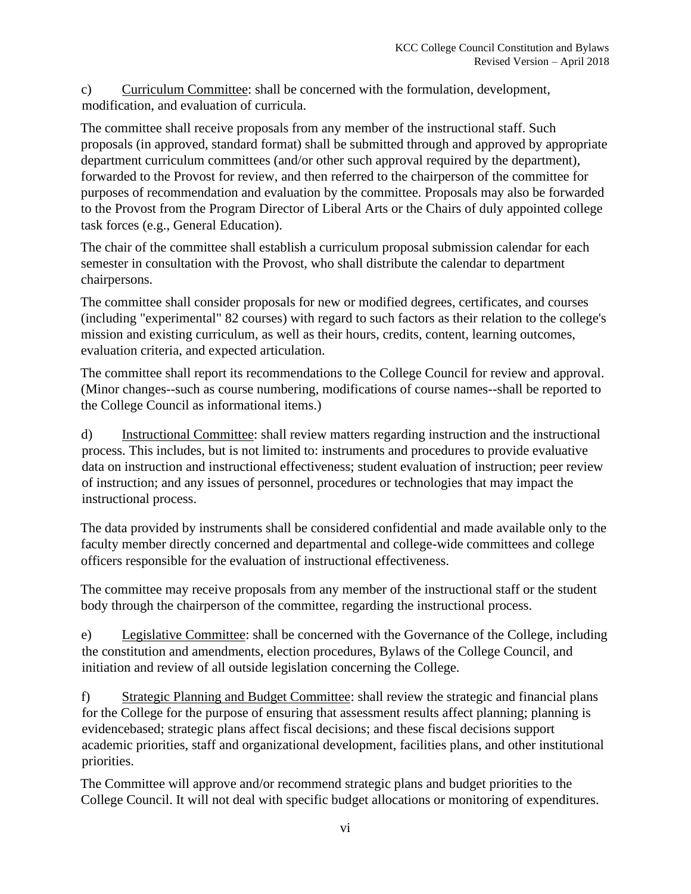c) <u>Curriculum Committee</u>: shall be concerned with the formulation, development, modification, and evaluation of curricula.

The committee shall receive proposals from any member of the instructional staff. Such proposals (in approved, standard format) shall be submitted through and approved by appropriate department curriculum committees (and/or other such approval required by the department), forwarded to the Provost for review, and then referred to the chairperson of the committee for purposes of recommendation and evaluation by the committee. Proposals may also be forwarded to the Provost from the Program Director of Liberal Arts or the Chairs of duly appointed college task forces (e.g., General Education).

The chair of the committee shall establish a curriculum proposal submission calendar for each semester in consultation with the Provost, who shall distribute the calendar to department chairpersons.

The committee shall consider proposals for new or modified degrees, certificates, and courses (including "experimental" 82 courses) with regard to such factors as their relation to the college's mission and existing curriculum, as well as their hours, credits, content, learning outcomes, evaluation criteria, and expected articulation.

The committee shall report its recommendations to the College Council for review and approval. (Minor changes--such as course numbering, modifications of course names--shall be reported to the College Council as informational items.)

d) <u>Instructional Committee</u>: shall review matters regarding instruction and the instructional process. This includes, but is not limited to: instruments and procedures to provide evaluative data on instruction and instructional effectiveness; student evaluation of instruction; peer review of instruction; and any issues of personnel, procedures or technologies that may impact the instructional process.

The data provided by instruments shall be considered confidential and made available only to the faculty member directly concerned and departmental and college-wide committees and college officers responsible for the evaluation of instructional effectiveness.

The committee may receive proposals from any member of the instructional staff or the student body through the chairperson of the committee, regarding the instructional process.

e) <u>Legislative Committee</u>: shall be concerned with the Governance of the College, including the constitution and amendments, election procedures, Bylaws of the College Council, and initiation and review of all outside legislation concerning the College.

f) <u>Strategic Planning and Budget Committee</u>: shall review the strategic and financial plans for the College for the purpose of ensuring that assessment results affect planning; planning is evidencebased; strategic plans affect fiscal decisions; and these fiscal decisions support academic priorities, staff and organizational development, facilities plans, and other institutional priorities.

The Committee will approve and/or recommend strategic plans and budget priorities to the College Council. It will not deal with specific budget allocations or monitoring of expenditures.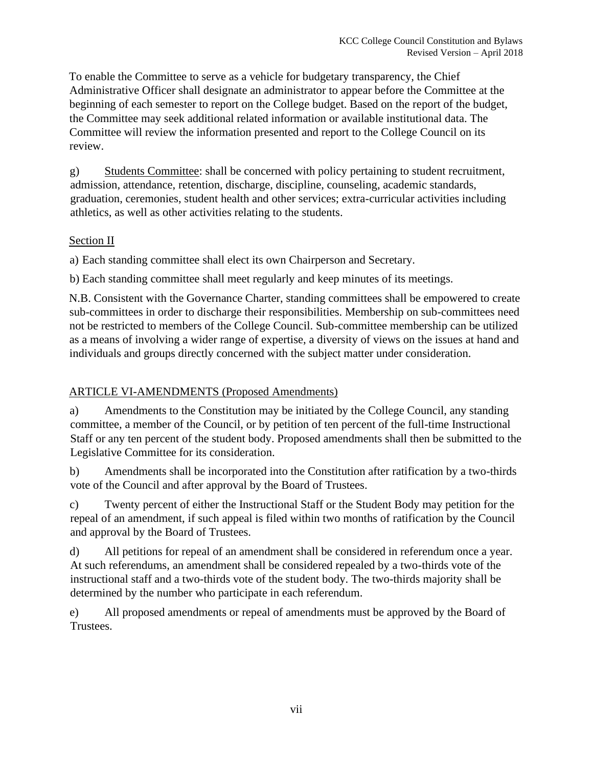To enable the Committee to serve as a vehicle for budgetary transparency, the Chief Administrative Officer shall designate an administrator to appear before the Committee at the beginning of each semester to report on the College budget. Based on the report of the budget, the Committee may seek additional related information or available institutional data. The Committee will review the information presented and report to the College Council on its review.

g) <u>Students Committee</u>: shall be concerned with policy pertaining to student recruitment, admission, attendance, retention, discharge, discipline, counseling, academic standards, graduation, ceremonies, student health and other services; extra-curricular activities including athletics, as well as other activities relating to the students.

<u>Section II</u>

a) Each standing committee shall elect its own Chairperson and Secretary.

b) Each standing committee shall meet regularly and keep minutes of its meetings.

N.B. Consistent with the Governance Charter, standing committees shall be empowered to create sub-committees in order to discharge their responsibilities. Membership on sub-committees need not be restricted to members of the College Council. Sub-committee membership can be utilized as a means of involving a wider range of expertise, a diversity of views on the issues at hand and individuals and groups directly concerned with the subject matter under consideration.

## <u>ARTICLE VI-AMENDMENTS (Proposed Amendments)</u>

a) Amendments to the Constitution may be initiated by the College Council, any standing committee, a member of the Council, or by petition of ten percent of the full-time Instructional Staff or any ten percent of the student body. Proposed amendments shall then be submitted to the Legislative Committee for its consideration.

b) Amendments shall be incorporated into the Constitution after ratification by a two-thirds vote of the Council and after approval by the Board of Trustees.

c) Twenty percent of either the Instructional Staff or the Student Body may petition for the repeal of an amendment, if such appeal is filed within two months of ratification by the Council and approval by the Board of Trustees.

d) All petitions for repeal of an amendment shall be considered in referendum once a year. At such referendums, an amendment shall be considered repealed by a two-thirds vote of the instructional staff and a two-thirds vote of the student body. The two-thirds majority shall be determined by the number who participate in each referendum.

e) All proposed amendments or repeal of amendments must be approved by the Board of Trustees.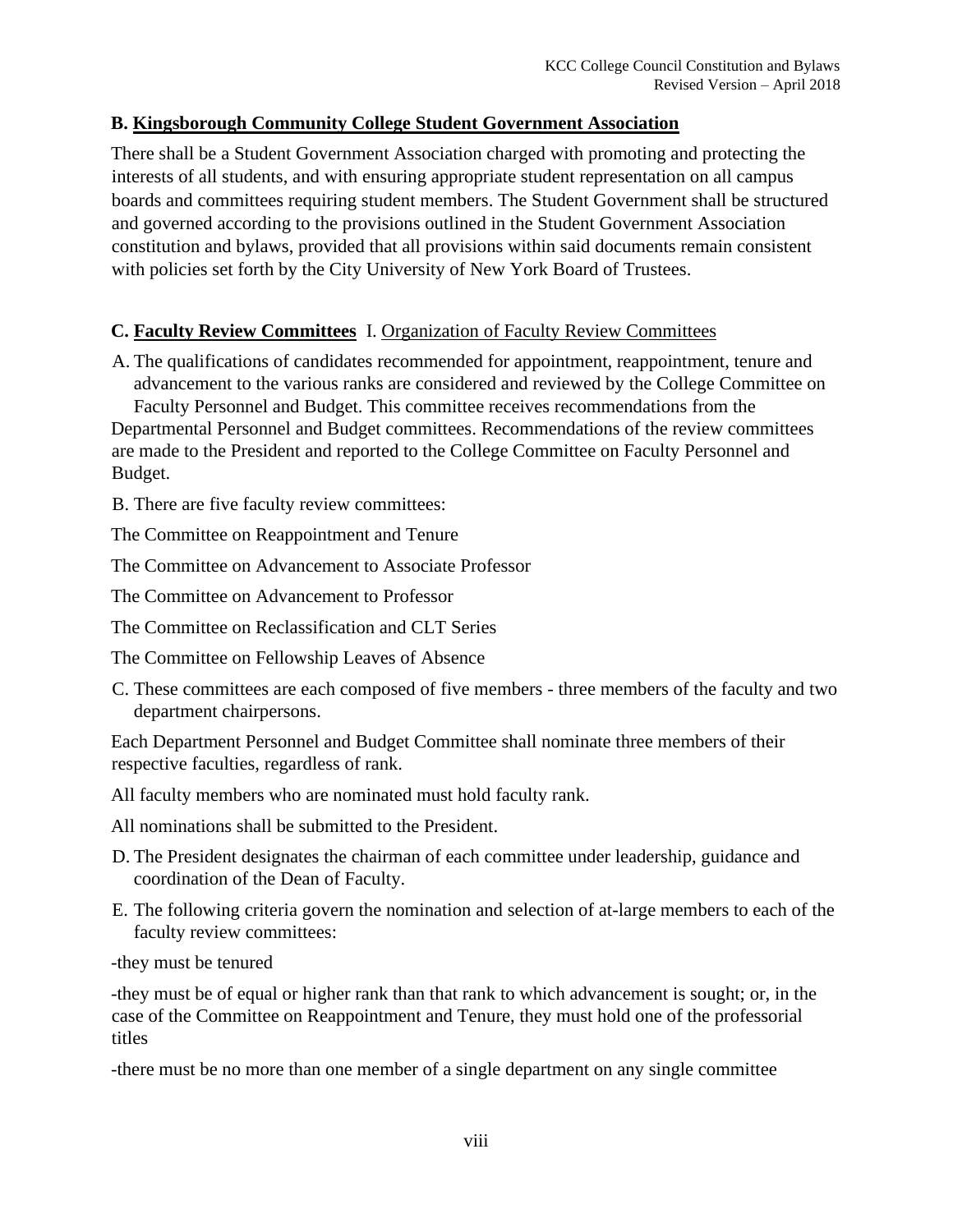## B. Kingsborough Community College Student Government Association

There shall be a Student Government Association charged with promoting and protecting the interests of all students, and with ensuring appropriate student representation on all campus boards and committees requiring student members. The Student Government shall be structured and governed according to the provisions outlined in the Student Government Association constitution and bylaws, provided that all provisions within said documents remain consistent with policies set forth by the City University of New York Board of Trustees.

## C. Faculty Review Committees I. Organization of Faculty Review Committees

A. The qualifications of candidates recommended for appointment, reappointment, tenure and advancement to the various ranks are considered and reviewed by the College Committee on Faculty Personnel and Budget. This committee receives recommendations from the Departmental Personnel and Budget committees. Recommendations of the review committees are made to the President and reported to the College Committee on Faculty Personnel and Budget.

B. There are five faculty review committees:

The Committee on Reappointment and Tenure

The Committee on Advancement to Associate Professor

The Committee on Advancement to Professor

The Committee on Reclassification and CLT Series

The Committee on Fellowship Leaves of Absence

C. These committees are each composed of five members - three members of the faculty and two department chairpersons.

Each Department Personnel and Budget Committee shall nominate three members of their respective faculties, regardless of rank.

All faculty members who are nominated must hold faculty rank.

All nominations shall be submitted to the President.

D. The President designates the chairman of each committee under leadership, guidance and coordination of the Dean of Faculty.

E. The following criteria govern the nomination and selection of at-large members to each of the faculty review committees:

-they must be tenured

-they must be of equal or higher rank than that rank to which advancement is sought; or, in the case of the Committee on Reappointment and Tenure, they must hold one of the professorial titles

-there must be no more than one member of a single department on any single committee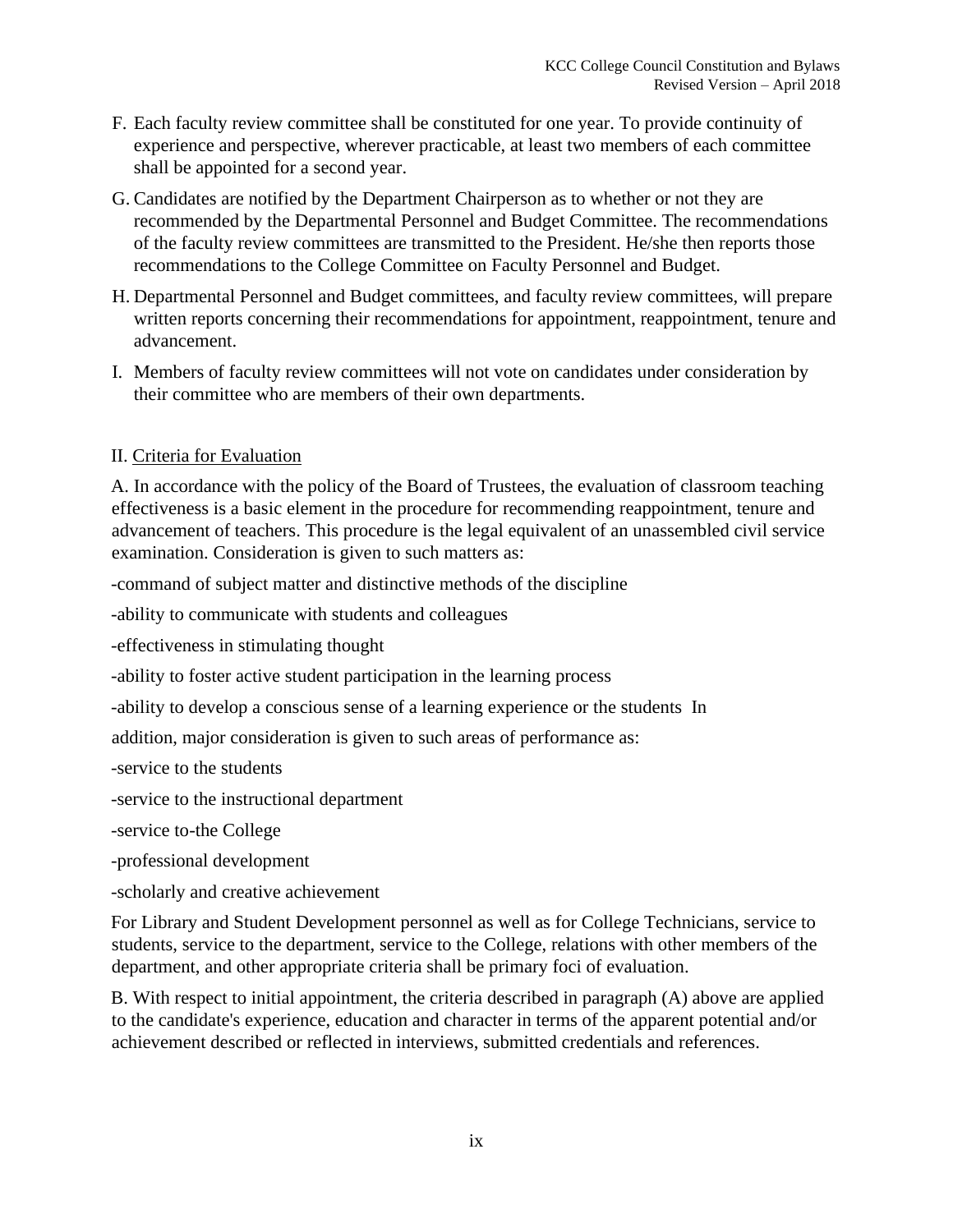F. Each faculty review committee shall be constituted for one year. To provide continuity of experience and perspective, wherever practicable, at least two members of each committee shall be appointed for a second year.

G. Candidates are notified by the Department Chairperson as to whether or not they are recommended by the Departmental Personnel and Budget Committee. The recommendations of the faculty review committees are transmitted to the President. He/she then reports those recommendations to the College Committee on Faculty Personnel and Budget.

H. Departmental Personnel and Budget committees, and faculty review committees, will prepare written reports concerning their recommendations for appointment, reappointment, tenure and advancement.

I. Members of faculty review committees will not vote on candidates under consideration by their committee who are members of their own departments.

II. Criteria for Evaluation

A. In accordance with the policy of the Board of Trustees, the evaluation of classroom teaching effectiveness is a basic element in the procedure for recommending reappointment, tenure and advancement of teachers. This procedure is the legal equivalent of an unassembled civil service examination. Consideration is given to such matters as:

-command of subject matter and distinctive methods of the discipline

-ability to communicate with students and colleagues

-effectiveness in stimulating thought

-ability to foster active student participation in the learning process

-ability to develop a conscious sense of a learning experience or the students In

addition, major consideration is given to such areas of performance as:

-service to the students

-service to the instructional department

-service to-the College

-professional development

-scholarly and creative achievement

For Library and Student Development personnel as well as for College Technicians, service to students, service to the department, service to the College, relations with other members of the department, and other appropriate criteria shall be primary foci of evaluation.

B. With respect to initial appointment, the criteria described in paragraph (A) above are applied to the candidate's experience, education and character in terms of the apparent potential and/or achievement described or reflected in interviews, submitted credentials and references.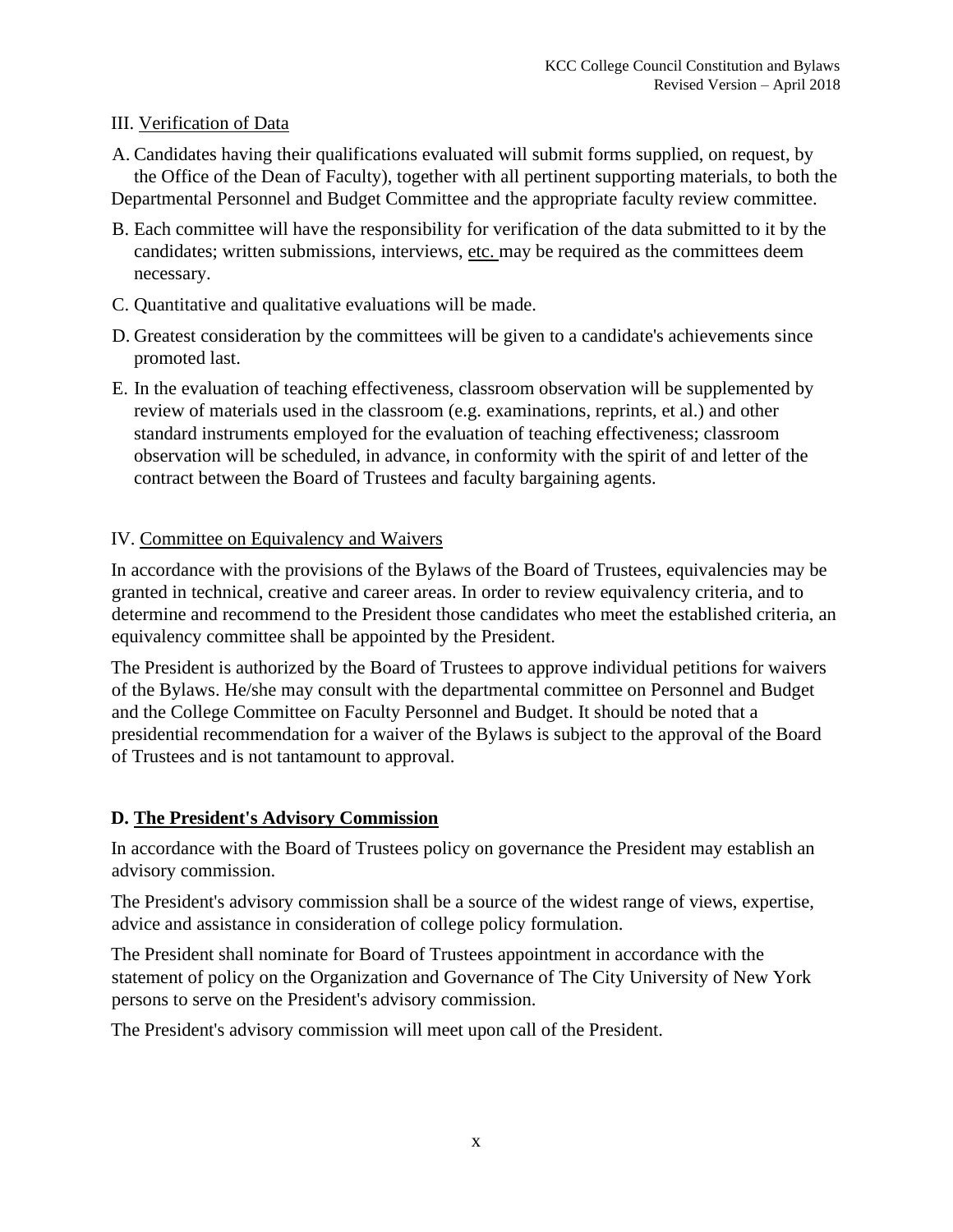III. Verification of Data

A. Candidates having their qualifications evaluated will submit forms supplied, on request, by the Office of the Dean of Faculty), together with all pertinent supporting materials, to both the Departmental Personnel and Budget Committee and the appropriate faculty review committee.

B. Each committee will have the responsibility for verification of the data submitted to it by the candidates; written submissions, interviews, etc. may be required as the committees deem necessary.

C. Quantitative and qualitative evaluations will be made.

D. Greatest consideration by the committees will be given to a candidate's achievements since promoted last.

E. In the evaluation of teaching effectiveness, classroom observation will be supplemented by review of materials used in the classroom (e.g. examinations, reprints, et al.) and other standard instruments employed for the evaluation of teaching effectiveness; classroom observation will be scheduled, in advance, in conformity with the spirit of and letter of the contract between the Board of Trustees and faculty bargaining agents.

IV. Committee on Equivalency and Waivers

In accordance with the provisions of the Bylaws of the Board of Trustees, equivalencies may be granted in technical, creative and career areas. In order to review equivalency criteria, and to determine and recommend to the President those candidates who meet the established criteria, an equivalency committee shall be appointed by the President.

The President is authorized by the Board of Trustees to approve individual petitions for waivers of the Bylaws. He/she may consult with the departmental committee on Personnel and Budget and the College Committee on Faculty Personnel and Budget. It should be noted that a presidential recommendation for a waiver of the Bylaws is subject to the approval of the Board of Trustees and is not tantamount to approval.

## D. The President's Advisory Commission

In accordance with the Board of Trustees policy on governance the President may establish an advisory commission.

The President's advisory commission shall be a source of the widest range of views, expertise, advice and assistance in consideration of college policy formulation.

The President shall nominate for Board of Trustees appointment in accordance with the statement of policy on the Organization and Governance of The City University of New York persons to serve on the President's advisory commission.

The President's advisory commission will meet upon call of the President.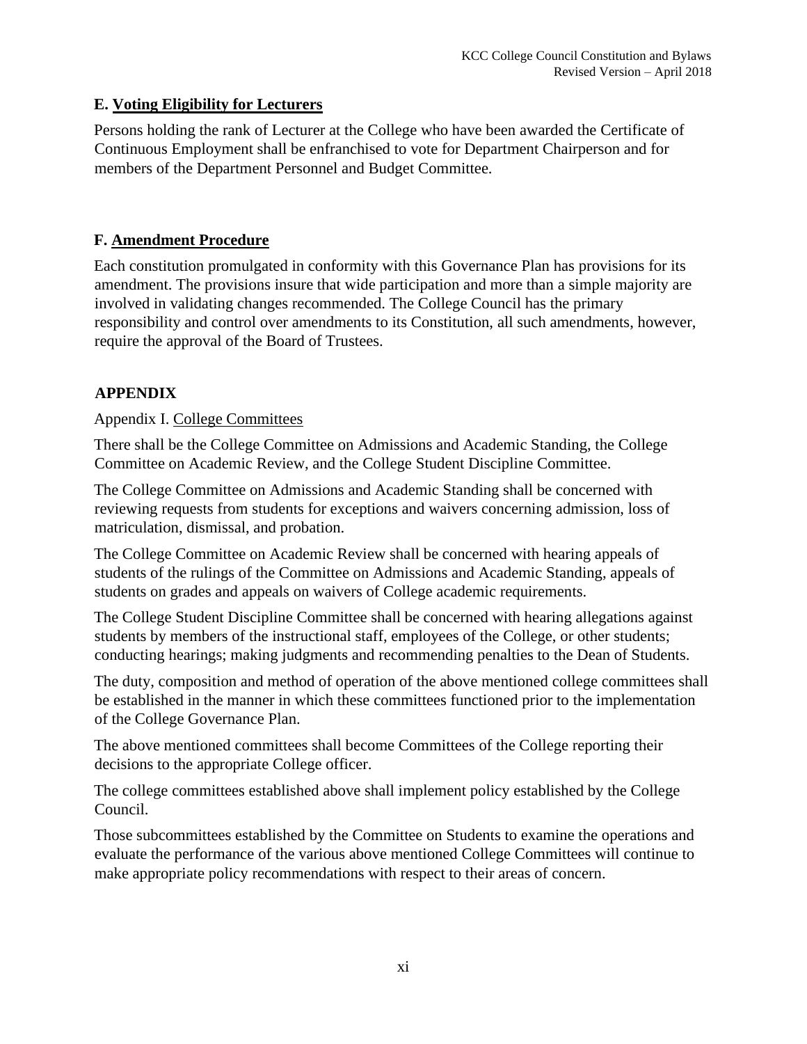## E. Voting Eligibility for Lecturers

Persons holding the rank of Lecturer at the College who have been awarded the Certificate of Continuous Employment shall be enfranchised to vote for Department Chairperson and for members of the Department Personnel and Budget Committee.

## F. Amendment Procedure

Each constitution promulgated in conformity with this Governance Plan has provisions for its amendment. The provisions insure that wide participation and more than a simple majority are involved in validating changes recommended. The College Council has the primary responsibility and control over amendments to its Constitution, all such amendments, however, require the approval of the Board of Trustees.

## APPENDIX

Appendix I. College Committees

There shall be the College Committee on Admissions and Academic Standing, the College Committee on Academic Review, and the College Student Discipline Committee.

The College Committee on Admissions and Academic Standing shall be concerned with reviewing requests from students for exceptions and waivers concerning admission, loss of matriculation, dismissal, and probation.

The College Committee on Academic Review shall be concerned with hearing appeals of students of the rulings of the Committee on Admissions and Academic Standing, appeals of students on grades and appeals on waivers of College academic requirements.

The College Student Discipline Committee shall be concerned with hearing allegations against students by members of the instructional staff, employees of the College, or other students; conducting hearings; making judgments and recommending penalties to the Dean of Students.

The duty, composition and method of operation of the above mentioned college committees shall be established in the manner in which these committees functioned prior to the implementation of the College Governance Plan.

The above mentioned committees shall become Committees of the College reporting their decisions to the appropriate College officer.

The college committees established above shall implement policy established by the College Council.

Those subcommittees established by the Committee on Students to examine the operations and evaluate the performance of the various above mentioned College Committees will continue to make appropriate policy recommendations with respect to their areas of concern.